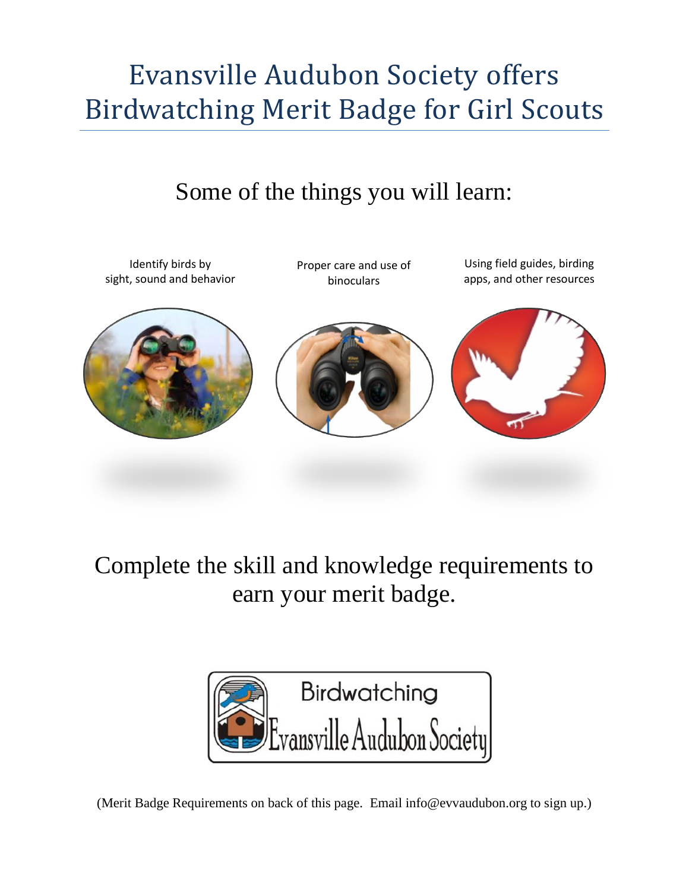# Evansville Audubon Society offers Birdwatching Merit Badge for Girl Scouts

## Some of the things you will learn:

- Identify birds by sight, sound and behavior
- Proper care and use of binoculars
- Using field guides, birding apps, and other resources

## Complete the skill and knowledge requirements to earn your merit badge.

Birdwatching
Evansville Audubon Society

(Merit Badge Requirements on back of this page. Email info@evvaudubon.org to sign up.)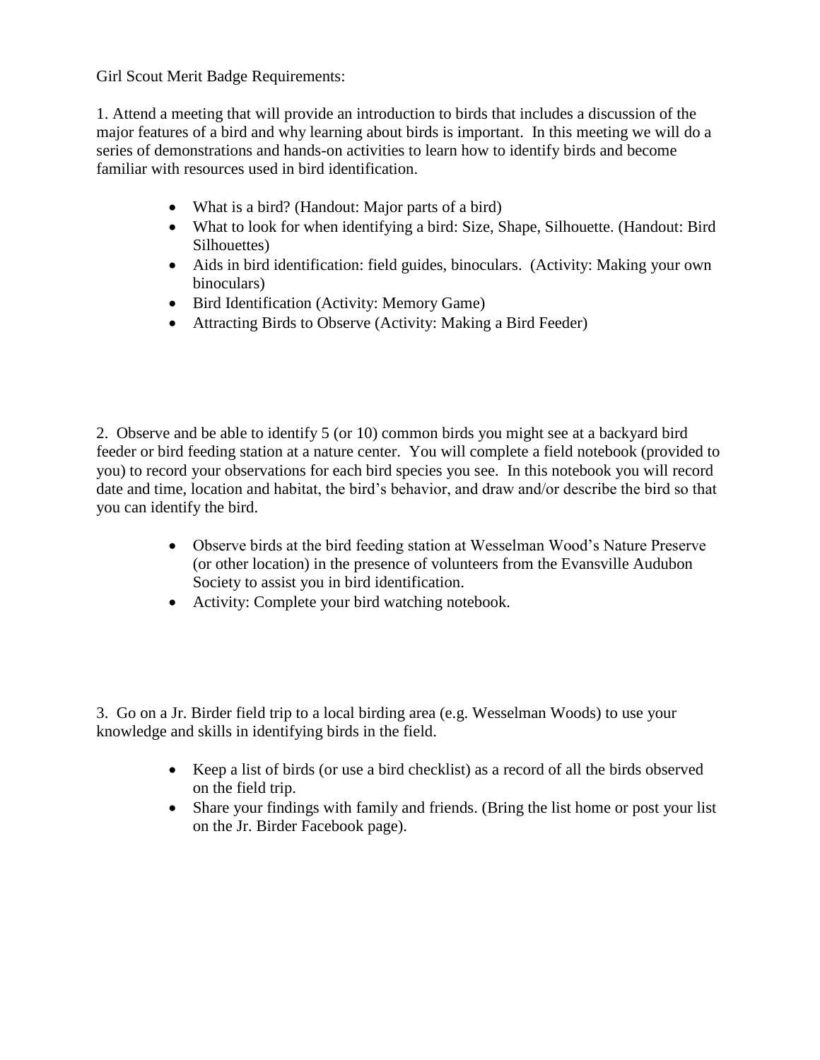Girl Scout Merit Badge Requirements:

1. Attend a meeting that will provide an introduction to birds that includes a discussion of the major features of a bird and why learning about birds is important. In this meeting we will do a series of demonstrations and hands-on activities to learn how to identify birds and become familiar with resources used in bird identification.

    - What is a bird? (Handout: Major parts of a bird)
    - What to look for when identifying a bird: Size, Shape, Silhouette. (Handout: Bird Silhouettes)
    - Aids in bird identification: field guides, binoculars. (Activity: Making your own binoculars)
    - Bird Identification (Activity: Memory Game)
    - Attracting Birds to Observe (Activity: Making a Bird Feeder)

2. Observe and be able to identify 5 (or 10) common birds you might see at a backyard bird feeder or bird feeding station at a nature center. You will complete a field notebook (provided to you) to record your observations for each bird species you see. In this notebook you will record date and time, location and habitat, the bird's behavior, and draw and/or describe the bird so that you can identify the bird.

    - Observe birds at the bird feeding station at Wesselman Wood's Nature Preserve (or other location) in the presence of volunteers from the Evansville Audubon Society to assist you in bird identification.
    - Activity: Complete your bird watching notebook.

3. Go on a Jr. Birder field trip to a local birding area (e.g. Wesselman Woods) to use your knowledge and skills in identifying birds in the field.

    - Keep a list of birds (or use a bird checklist) as a record of all the birds observed on the field trip.
    - Share your findings with family and friends. (Bring the list home or post your list on the Jr. Birder Facebook page).